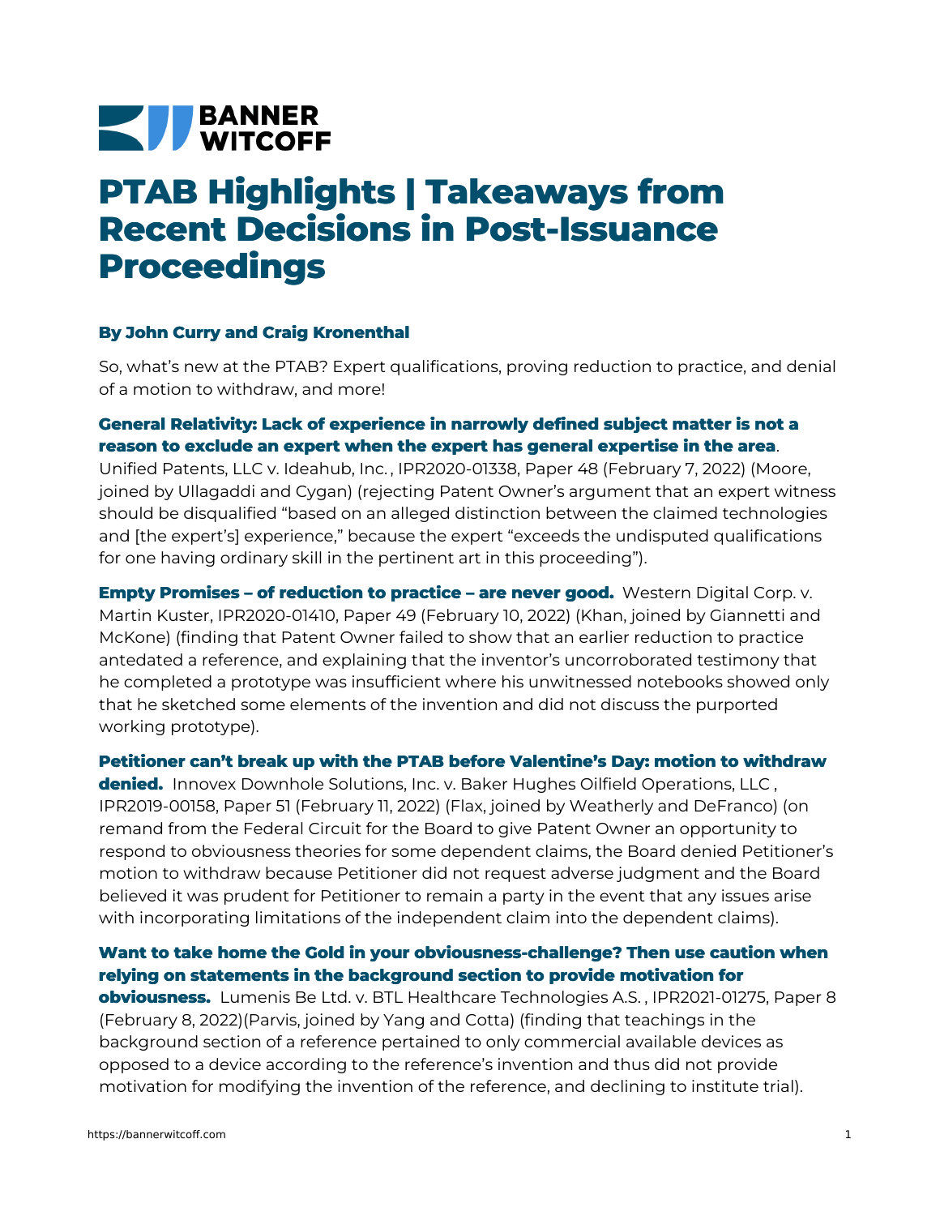BANNER WITCOFF

# PTAB Highlights | Takeaways from Recent Decisions in Post-Issuance Proceedings

**By John Curry and Craig Kronenthal**

So, what's new at the PTAB? Expert qualifications, proving reduction to practice, and denial of a motion to withdraw, and more!

**General Relativity: Lack of experience in narrowly defined subject matter is not a reason to exclude an expert when the expert has general expertise in the area**. Unified Patents, LLC v. Ideahub, Inc. , IPR2020-01338, Paper 48 (February 7, 2022) (Moore, joined by Ullagaddi and Cygan) (rejecting Patent Owner's argument that an expert witness should be disqualified "based on an alleged distinction between the claimed technologies and [the expert's] experience," because the expert "exceeds the undisputed qualifications for one having ordinary skill in the pertinent art in this proceeding").

**Empty Promises – of reduction to practice – are never good.** Western Digital Corp. v. Martin Kuster, IPR2020-01410, Paper 49 (February 10, 2022) (Khan, joined by Giannetti and McKone) (finding that Patent Owner failed to show that an earlier reduction to practice antedated a reference, and explaining that the inventor's uncorroborated testimony that he completed a prototype was insufficient where his unwitnessed notebooks showed only that he sketched some elements of the invention and did not discuss the purported working prototype).

**Petitioner can't break up with the PTAB before Valentine's Day: motion to withdraw denied.** Innovex Downhole Solutions, Inc. v. Baker Hughes Oilfield Operations, LLC , IPR2019-00158, Paper 51 (February 11, 2022) (Flax, joined by Weatherly and DeFranco) (on remand from the Federal Circuit for the Board to give Patent Owner an opportunity to respond to obviousness theories for some dependent claims, the Board denied Petitioner's motion to withdraw because Petitioner did not request adverse judgment and the Board believed it was prudent for Petitioner to remain a party in the event that any issues arise with incorporating limitations of the independent claim into the dependent claims).

**Want to take home the Gold in your obviousness-challenge? Then use caution when relying on statements in the background section to provide motivation for obviousness.** Lumenis Be Ltd. v. BTL Healthcare Technologies A.S. , IPR2021-01275, Paper 8 (February 8, 2022)(Parvis, joined by Yang and Cotta) (finding that teachings in the background section of a reference pertained to only commercial available devices as opposed to a device according to the reference's invention and thus did not provide motivation for modifying the invention of the reference, and declining to institute trial).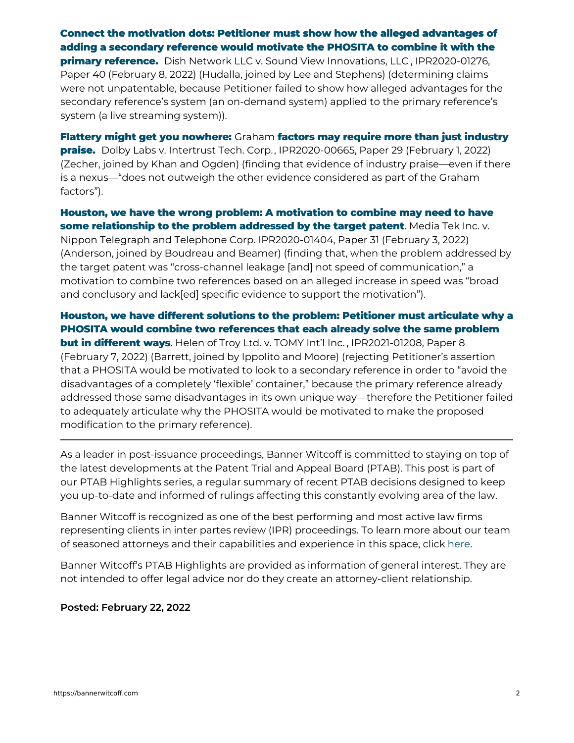**Connect the motivation dots: Petitioner must show how the alleged advantages of adding a secondary reference would motivate the PHOSITA to combine it with the primary reference.** Dish Network LLC v. Sound View Innovations, LLC , IPR2020-01276, Paper 40 (February 8, 2022) (Hudalla, joined by Lee and Stephens) (determining claims were not unpatentable, because Petitioner failed to show how alleged advantages for the secondary reference's system (an on-demand system) applied to the primary reference's system (a live streaming system)).

**Flattery might get you nowhere:** Graham **factors may require more than just industry praise.** Dolby Labs v. Intertrust Tech. Corp. , IPR2020-00665, Paper 29 (February 1, 2022) (Zecher, joined by Khan and Ogden) (finding that evidence of industry praise—even if there is a nexus—"does not outweigh the other evidence considered as part of the Graham factors").

**Houston, we have the wrong problem: A motivation to combine may need to have some relationship to the problem addressed by the target patent**. Media Tek Inc. v. Nippon Telegraph and Telephone Corp. IPR2020-01404, Paper 31 (February 3, 2022) (Anderson, joined by Boudreau and Beamer) (finding that, when the problem addressed by the target patent was "cross-channel leakage [and] not speed of communication," a motivation to combine two references based on an alleged increase in speed was "broad and conclusory and lack[ed] specific evidence to support the motivation").

**Houston, we have different solutions to the problem: Petitioner must articulate why a PHOSITA would combine two references that each already solve the same problem but in different ways**. Helen of Troy Ltd. v. TOMY Int'l Inc. , IPR2021-01208, Paper 8 (February 7, 2022) (Barrett, joined by Ippolito and Moore) (rejecting Petitioner's assertion that a PHOSITA would be motivated to look to a secondary reference in order to "avoid the disadvantages of a completely 'flexible' container," because the primary reference already addressed those same disadvantages in its own unique way—therefore the Petitioner failed to adequately articulate why the PHOSITA would be motivated to make the proposed modification to the primary reference).

---

As a leader in post-issuance proceedings, Banner Witcoff is committed to staying on top of the latest developments at the Patent Trial and Appeal Board (PTAB). This post is part of our PTAB Highlights series, a regular summary of recent PTAB decisions designed to keep you up-to-date and informed of rulings affecting this constantly evolving area of the law.

Banner Witcoff is recognized as one of the best performing and most active law firms representing clients in inter partes review (IPR) proceedings. To learn more about our team of seasoned attorneys and their capabilities and experience in this space, click here.

Banner Witcoff's PTAB Highlights are provided as information of general interest. They are not intended to offer legal advice nor do they create an attorney-client relationship.

**Posted: February 22, 2022**